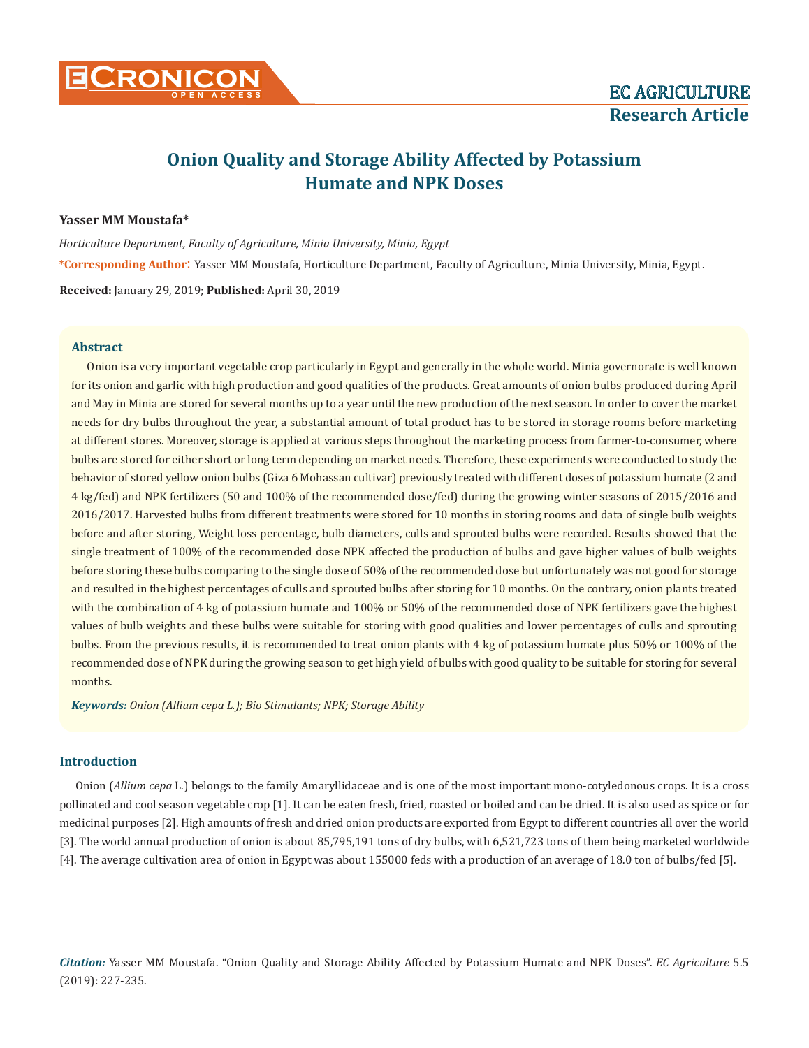# Onion Quality and Storage Ability Affected by Potassium Humate and NPK Doses

**Yasser MM Moustafa***

*Horticulture Department, Faculty of Agriculture, Minia University, Minia, Egypt*

***Corresponding Author:** Yasser MM Moustafa, Horticulture Department, Faculty of Agriculture, Minia University, Minia, Egypt.

**Received:** January 29, 2019; **Published:** April 30, 2019

## Abstract

Onion is a very important vegetable crop particularly in Egypt and generally in the whole world. Minia governorate is well known for its onion and garlic with high production and good qualities of the products. Great amounts of onion bulbs produced during April and May in Minia are stored for several months up to a year until the new production of the next season. In order to cover the market needs for dry bulbs throughout the year, a substantial amount of total product has to be stored in storage rooms before marketing at different stores. Moreover, storage is applied at various steps throughout the marketing process from farmer-to-consumer, where bulbs are stored for either short or long term depending on market needs. Therefore, these experiments were conducted to study the behavior of stored yellow onion bulbs (Giza 6 Mohassan cultivar) previously treated with different doses of potassium humate (2 and 4 kg/fed) and NPK fertilizers (50 and 100% of the recommended dose/fed) during the growing winter seasons of 2015/2016 and 2016/2017. Harvested bulbs from different treatments were stored for 10 months in storing rooms and data of single bulb weights before and after storing, Weight loss percentage, bulb diameters, culls and sprouted bulbs were recorded. Results showed that the single treatment of 100% of the recommended dose NPK affected the production of bulbs and gave higher values of bulb weights before storing these bulbs comparing to the single dose of 50% of the recommended dose but unfortunately was not good for storage and resulted in the highest percentages of culls and sprouted bulbs after storing for 10 months. On the contrary, onion plants treated with the combination of 4 kg of potassium humate and 100% or 50% of the recommended dose of NPK fertilizers gave the highest values of bulb weights and these bulbs were suitable for storing with good qualities and lower percentages of culls and sprouting bulbs. From the previous results, it is recommended to treat onion plants with 4 kg of potassium humate plus 50% or 100% of the recommended dose of NPK during the growing season to get high yield of bulbs with good quality to be suitable for storing for several months.

***Keywords:** Onion (Allium cepa L.); Bio Stimulants; NPK; Storage Ability*

## Introduction

Onion (*Allium cepa* L.) belongs to the family Amaryllidaceae and is one of the most important mono-cotyledonous crops. It is a cross pollinated and cool season vegetable crop [1]. It can be eaten fresh, fried, roasted or boiled and can be dried. It is also used as spice or for medicinal purposes [2]. High amounts of fresh and dried onion products are exported from Egypt to different countries all over the world [3]. The world annual production of onion is about 85,795,191 tons of dry bulbs, with 6,521,723 tons of them being marketed worldwide [4]. The average cultivation area of onion in Egypt was about 155000 feds with a production of an average of 18.0 ton of bulbs/fed [5].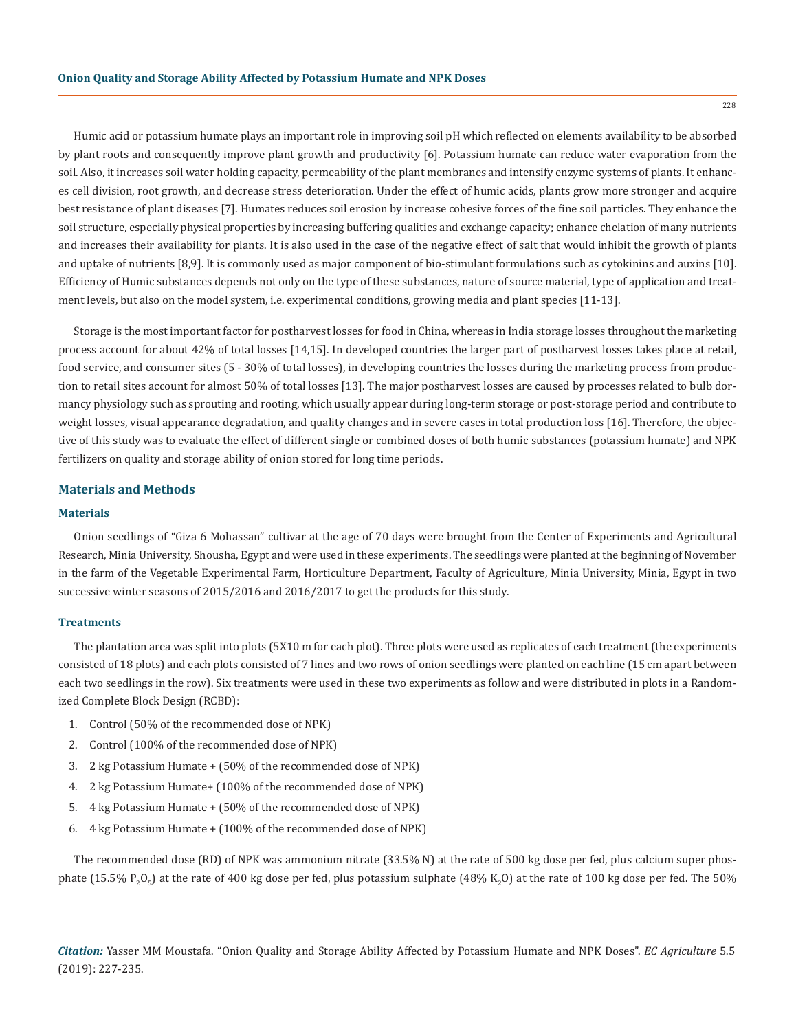Humic acid or potassium humate plays an important role in improving soil pH which reflected on elements availability to be absorbed by plant roots and consequently improve plant growth and productivity [6]. Potassium humate can reduce water evaporation from the soil. Also, it increases soil water holding capacity, permeability of the plant membranes and intensify enzyme systems of plants. It enhances cell division, root growth, and decrease stress deterioration. Under the effect of humic acids, plants grow more stronger and acquire best resistance of plant diseases [7]. Humates reduces soil erosion by increase cohesive forces of the fine soil particles. They enhance the soil structure, especially physical properties by increasing buffering qualities and exchange capacity; enhance chelation of many nutrients and increases their availability for plants. It is also used in the case of the negative effect of salt that would inhibit the growth of plants and uptake of nutrients [8,9]. It is commonly used as major component of bio-stimulant formulations such as cytokinins and auxins [10]. Efficiency of Humic substances depends not only on the type of these substances, nature of source material, type of application and treatment levels, but also on the model system, i.e. experimental conditions, growing media and plant species [11-13].

Storage is the most important factor for postharvest losses for food in China, whereas in India storage losses throughout the marketing process account for about 42% of total losses [14,15]. In developed countries the larger part of postharvest losses takes place at retail, food service, and consumer sites (5 - 30% of total losses), in developing countries the losses during the marketing process from production to retail sites account for almost 50% of total losses [13]. The major postharvest losses are caused by processes related to bulb dormancy physiology such as sprouting and rooting, which usually appear during long-term storage or post-storage period and contribute to weight losses, visual appearance degradation, and quality changes and in severe cases in total production loss [16]. Therefore, the objective of this study was to evaluate the effect of different single or combined doses of both humic substances (potassium humate) and NPK fertilizers on quality and storage ability of onion stored for long time periods.

## Materials and Methods

### Materials

Onion seedlings of "Giza 6 Mohassan" cultivar at the age of 70 days were brought from the Center of Experiments and Agricultural Research, Minia University, Shousha, Egypt and were used in these experiments. The seedlings were planted at the beginning of November in the farm of the Vegetable Experimental Farm, Horticulture Department, Faculty of Agriculture, Minia University, Minia, Egypt in two successive winter seasons of 2015/2016 and 2016/2017 to get the products for this study.

### Treatments

The plantation area was split into plots (5X10 m for each plot). Three plots were used as replicates of each treatment (the experiments consisted of 18 plots) and each plots consisted of 7 lines and two rows of onion seedlings were planted on each line (15 cm apart between each two seedlings in the row). Six treatments were used in these two experiments as follow and were distributed in plots in a Randomized Complete Block Design (RCBD):

1. Control (50% of the recommended dose of NPK)
2. Control (100% of the recommended dose of NPK)
3. 2 kg Potassium Humate + (50% of the recommended dose of NPK)
4. 2 kg Potassium Humate+ (100% of the recommended dose of NPK)
5. 4 kg Potassium Humate + (50% of the recommended dose of NPK)
6. 4 kg Potassium Humate + (100% of the recommended dose of NPK)

The recommended dose (RD) of NPK was ammonium nitrate (33.5% N) at the rate of 500 kg dose per fed, plus calcium super phosphate (15.5% $P_2O_5$) at the rate of 400 kg dose per fed, plus potassium sulphate (48% $K_2O$) at the rate of 100 kg dose per fed. The 50%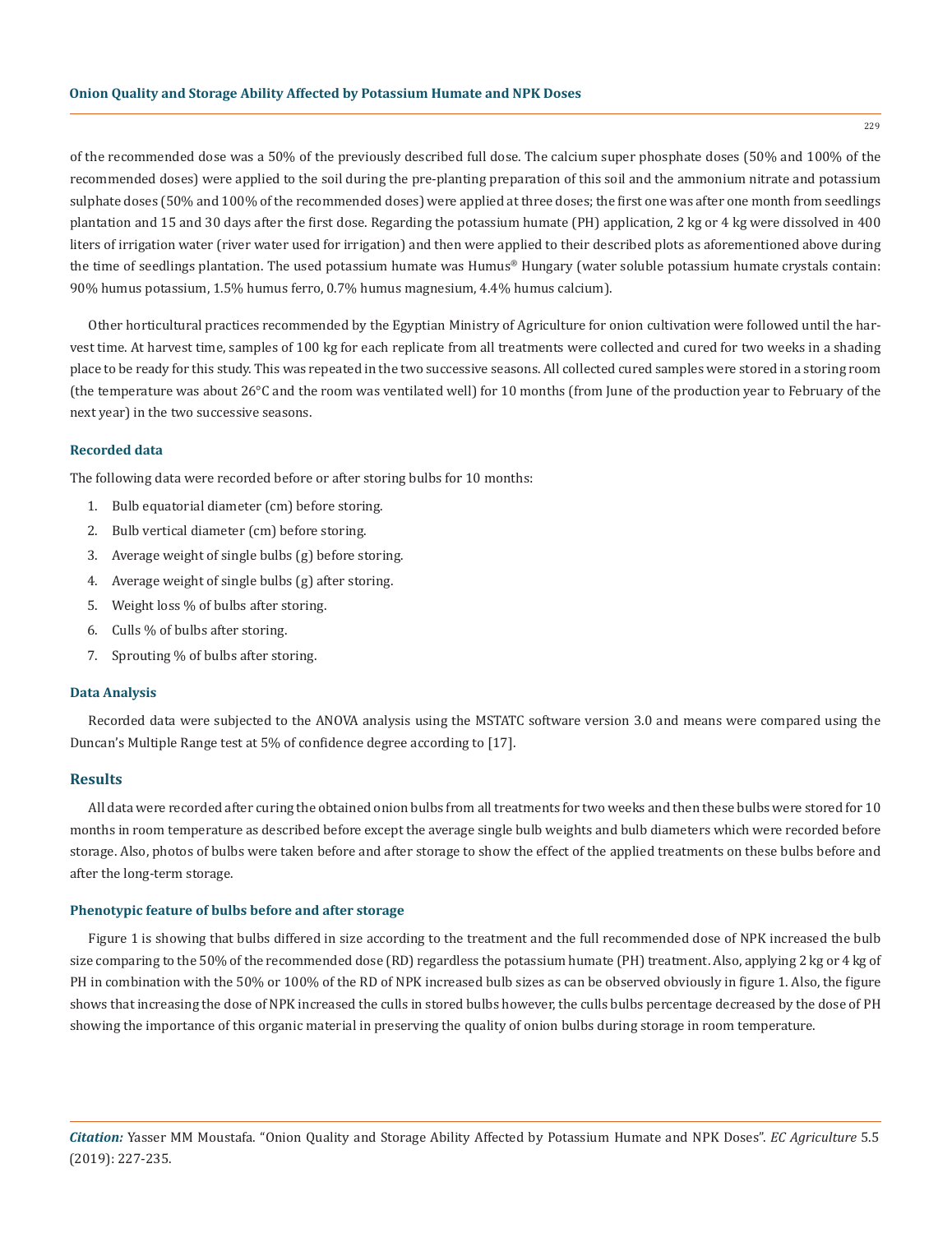of the recommended dose was a 50% of the previously described full dose. The calcium super phosphate doses (50% and 100% of the recommended doses) were applied to the soil during the pre-planting preparation of this soil and the ammonium nitrate and potassium sulphate doses (50% and 100% of the recommended doses) were applied at three doses; the first one was after one month from seedlings plantation and 15 and 30 days after the first dose. Regarding the potassium humate (PH) application, 2 kg or 4 kg were dissolved in 400 liters of irrigation water (river water used for irrigation) and then were applied to their described plots as aforementioned above during the time of seedlings plantation. The used potassium humate was Humus® Hungary (water soluble potassium humate crystals contain: 90% humus potassium, 1.5% humus ferro, 0.7% humus magnesium, 4.4% humus calcium).

Other horticultural practices recommended by the Egyptian Ministry of Agriculture for onion cultivation were followed until the harvest time. At harvest time, samples of 100 kg for each replicate from all treatments were collected and cured for two weeks in a shading place to be ready for this study. This was repeated in the two successive seasons. All collected cured samples were stored in a storing room (the temperature was about 26°C and the room was ventilated well) for 10 months (from June of the production year to February of the next year) in the two successive seasons.

### Recorded data

The following data were recorded before or after storing bulbs for 10 months:

1. Bulb equatorial diameter (cm) before storing.
2. Bulb vertical diameter (cm) before storing.
3. Average weight of single bulbs (g) before storing.
4. Average weight of single bulbs (g) after storing.
5. Weight loss % of bulbs after storing.
6. Culls % of bulbs after storing.
7. Sprouting % of bulbs after storing.

### Data Analysis

Recorded data were subjected to the ANOVA analysis using the MSTATC software version 3.0 and means were compared using the Duncan's Multiple Range test at 5% of confidence degree according to [17].

## Results

All data were recorded after curing the obtained onion bulbs from all treatments for two weeks and then these bulbs were stored for 10 months in room temperature as described before except the average single bulb weights and bulb diameters which were recorded before storage. Also, photos of bulbs were taken before and after storage to show the effect of the applied treatments on these bulbs before and after the long-term storage.

### Phenotypic feature of bulbs before and after storage

Figure 1 is showing that bulbs differed in size according to the treatment and the full recommended dose of NPK increased the bulb size comparing to the 50% of the recommended dose (RD) regardless the potassium humate (PH) treatment. Also, applying 2 kg or 4 kg of PH in combination with the 50% or 100% of the RD of NPK increased bulb sizes as can be observed obviously in figure 1. Also, the figure shows that increasing the dose of NPK increased the culls in stored bulbs however, the culls bulbs percentage decreased by the dose of PH showing the importance of this organic material in preserving the quality of onion bulbs during storage in room temperature.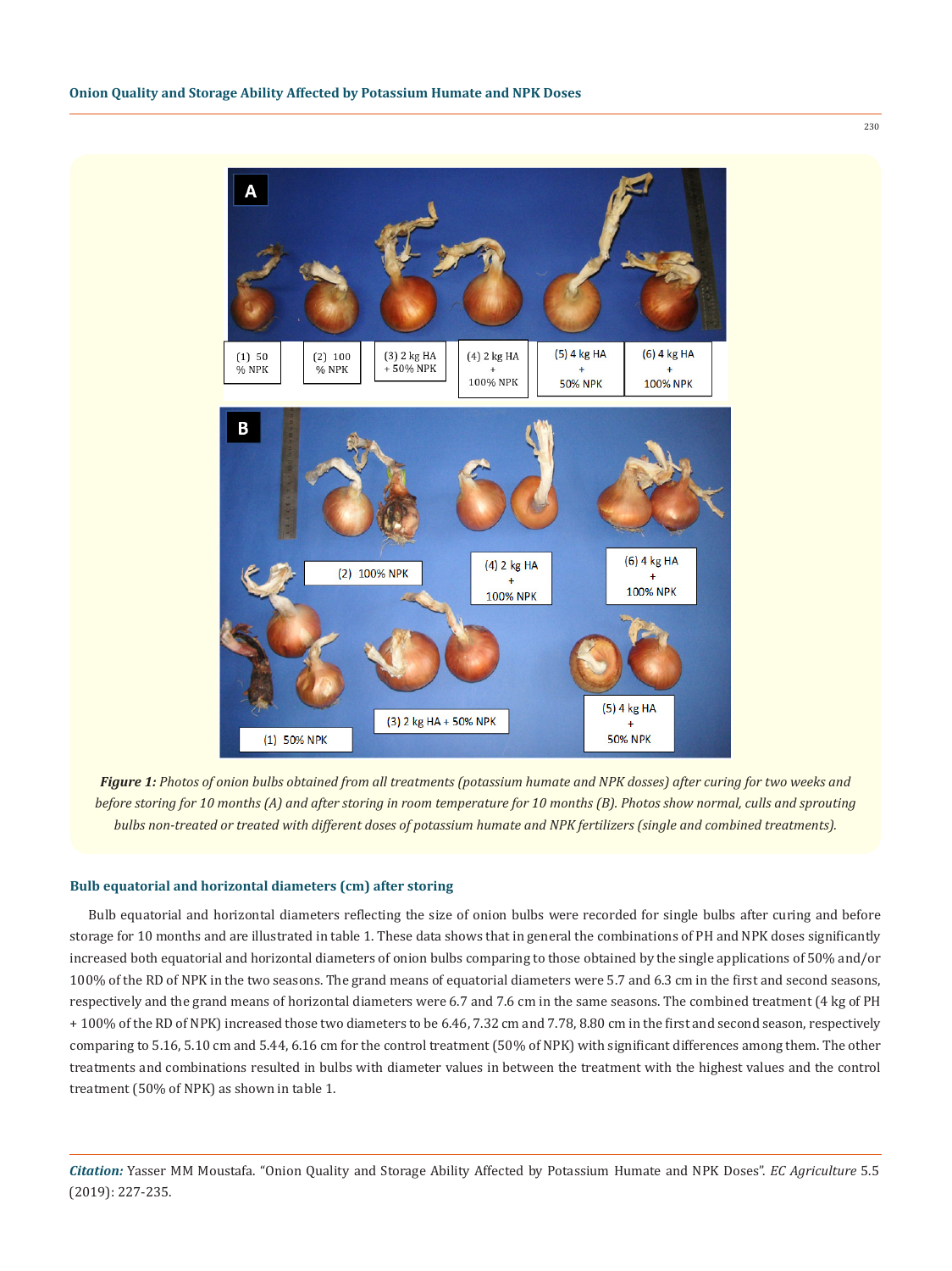*Figure 1: Photos of onion bulbs obtained from all treatments (potassium humate and NPK dosses) after curing for two weeks and before storing for 10 months (A) and after storing in room temperature for 10 months (B). Photos show normal, culls and sprouting bulbs non-treated or treated with different doses of potassium humate and NPK fertilizers (single and combined treatments).*

### Bulb equatorial and horizontal diameters (cm) after storing

Bulb equatorial and horizontal diameters reflecting the size of onion bulbs were recorded for single bulbs after curing and before storage for 10 months and are illustrated in table 1. These data shows that in general the combinations of PH and NPK doses significantly increased both equatorial and horizontal diameters of onion bulbs comparing to those obtained by the single applications of 50% and/or 100% of the RD of NPK in the two seasons. The grand means of equatorial diameters were 5.7 and 6.3 cm in the first and second seasons, respectively and the grand means of horizontal diameters were 6.7 and 7.6 cm in the same seasons. The combined treatment (4 kg of PH + 100% of the RD of NPK) increased those two diameters to be 6.46, 7.32 cm and 7.78, 8.80 cm in the first and second season, respectively comparing to 5.16, 5.10 cm and 5.44, 6.16 cm for the control treatment (50% of NPK) with significant differences among them. The other treatments and combinations resulted in bulbs with diameter values in between the treatment with the highest values and the control treatment (50% of NPK) as shown in table 1.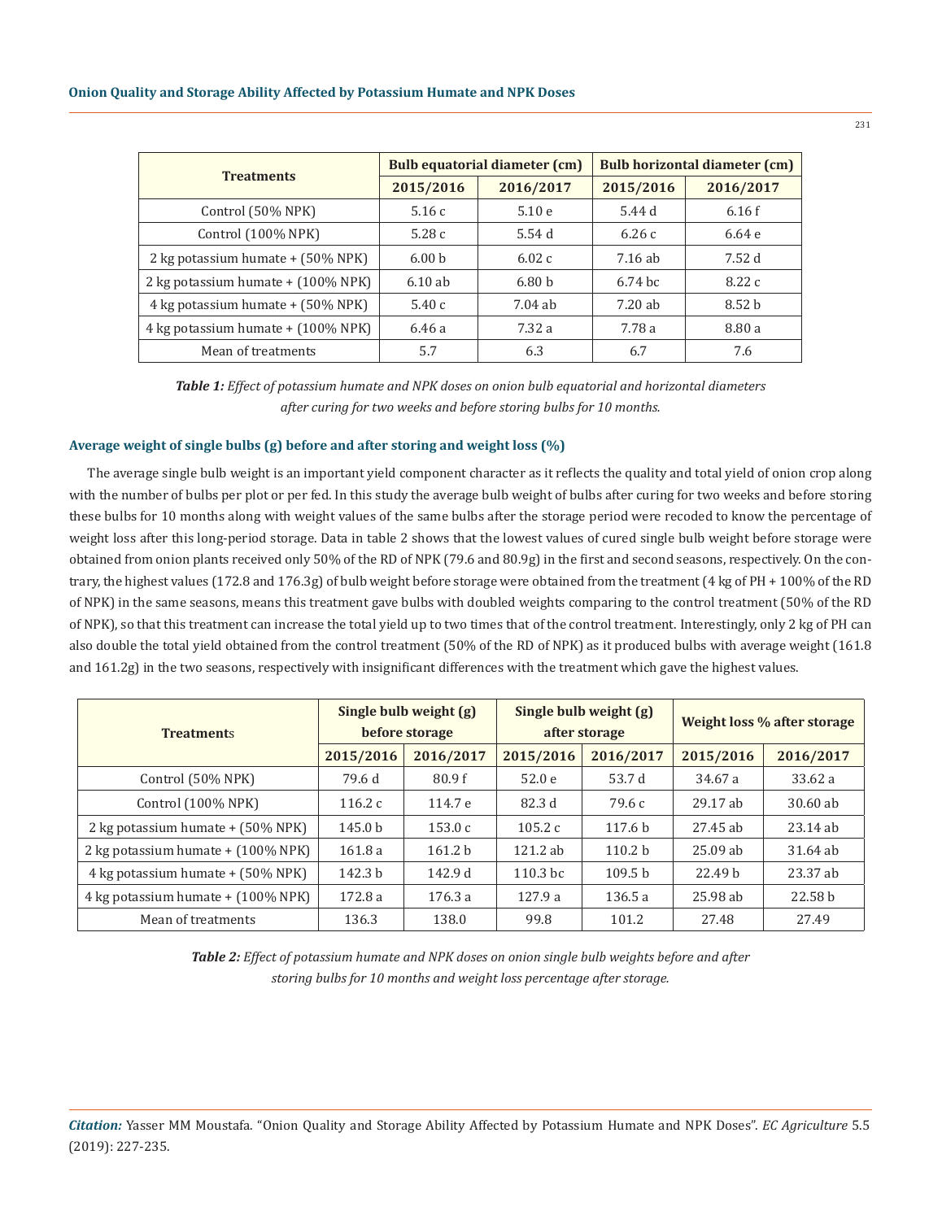| Treatments | Bulb equatorial diameter (cm) | | Bulb horizontal diameter (cm) | |
|---|---|---|---|---|
| | 2015/2016 | 2016/2017 | 2015/2016 | 2016/2017 |
| Control (50% NPK) | 5.16 c | 5.10 e | 5.44 d | 6.16 f |
| Control (100% NPK) | 5.28 c | 5.54 d | 6.26 c | 6.64 e |
| 2 kg potassium humate + (50% NPK) | 6.00 b | 6.02 c | 7.16 ab | 7.52 d |
| 2 kg potassium humate + (100% NPK) | 6.10 ab | 6.80 b | 6.74 bc | 8.22 c |
| 4 kg potassium humate + (50% NPK) | 5.40 c | 7.04 ab | 7.20 ab | 8.52 b |
| 4 kg potassium humate + (100% NPK) | 6.46 a | 7.32 a | 7.78 a | 8.80 a |
| Mean of treatments | 5.7 | 6.3 | 6.7 | 7.6 |

***Table 1:** Effect of potassium humate and NPK doses on onion bulb equatorial and horizontal diameters after curing for two weeks and before storing bulbs for 10 months.*

### Average weight of single bulbs (g) before and after storing and weight loss (%)

The average single bulb weight is an important yield component character as it reflects the quality and total yield of onion crop along with the number of bulbs per plot or per fed. In this study the average bulb weight of bulbs after curing for two weeks and before storing these bulbs for 10 months along with weight values of the same bulbs after the storage period were recoded to know the percentage of weight loss after this long-period storage. Data in table 2 shows that the lowest values of cured single bulb weight before storage were obtained from onion plants received only 50% of the RD of NPK (79.6 and 80.9g) in the first and second seasons, respectively. On the contrary, the highest values (172.8 and 176.3g) of bulb weight before storage were obtained from the treatment (4 kg of PH + 100% of the RD of NPK) in the same seasons, means this treatment gave bulbs with doubled weights comparing to the control treatment (50% of the RD of NPK), so that this treatment can increase the total yield up to two times that of the control treatment. Interestingly, only 2 kg of PH can also double the total yield obtained from the control treatment (50% of the RD of NPK) as it produced bulbs with average weight (161.8 and 161.2g) in the two seasons, respectively with insignificant differences with the treatment which gave the highest values.

| Treatments | Single bulb weight (g) before storage | | Single bulb weight (g) after storage | | Weight loss % after storage | |
|---|---|---|---|---|---|---|
| | 2015/2016 | 2016/2017 | 2015/2016 | 2016/2017 | 2015/2016 | 2016/2017 |
| Control (50% NPK) | 79.6 d | 80.9 f | 52.0 e | 53.7 d | 34.67 a | 33.62 a |
| Control (100% NPK) | 116.2 c | 114.7 e | 82.3 d | 79.6 c | 29.17 ab | 30.60 ab |
| 2 kg potassium humate + (50% NPK) | 145.0 b | 153.0 c | 105.2 c | 117.6 b | 27.45 ab | 23.14 ab |
| 2 kg potassium humate + (100% NPK) | 161.8 a | 161.2 b | 121.2 ab | 110.2 b | 25.09 ab | 31.64 ab |
| 4 kg potassium humate + (50% NPK) | 142.3 b | 142.9 d | 110.3 bc | 109.5 b | 22.49 b | 23.37 ab |
| 4 kg potassium humate + (100% NPK) | 172.8 a | 176.3 a | 127.9 a | 136.5 a | 25.98 ab | 22.58 b |
| Mean of treatments | 136.3 | 138.0 | 99.8 | 101.2 | 27.48 | 27.49 |

***Table 2:** Effect of potassium humate and NPK doses on onion single bulb weights before and after storing bulbs for 10 months and weight loss percentage after storage.*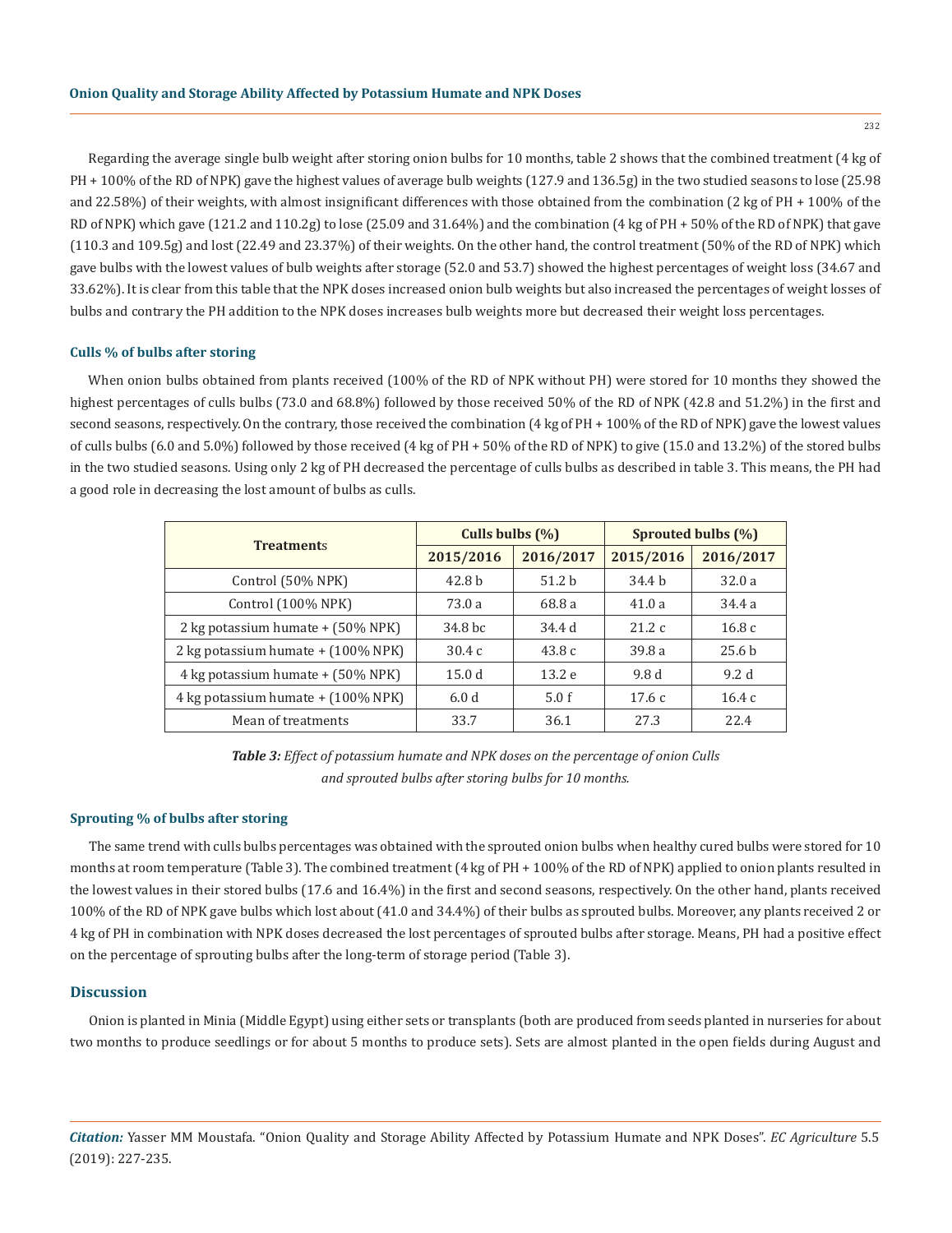Regarding the average single bulb weight after storing onion bulbs for 10 months, table 2 shows that the combined treatment (4 kg of PH + 100% of the RD of NPK) gave the highest values of average bulb weights (127.9 and 136.5g) in the two studied seasons to lose (25.98 and 22.58%) of their weights, with almost insignificant differences with those obtained from the combination (2 kg of PH + 100% of the RD of NPK) which gave (121.2 and 110.2g) to lose (25.09 and 31.64%) and the combination (4 kg of PH + 50% of the RD of NPK) that gave (110.3 and 109.5g) and lost (22.49 and 23.37%) of their weights. On the other hand, the control treatment (50% of the RD of NPK) which gave bulbs with the lowest values of bulb weights after storage (52.0 and 53.7) showed the highest percentages of weight loss (34.67 and 33.62%). It is clear from this table that the NPK doses increased onion bulb weights but also increased the percentages of weight losses of bulbs and contrary the PH addition to the NPK doses increases bulb weights more but decreased their weight loss percentages.

### Culls % of bulbs after storing

When onion bulbs obtained from plants received (100% of the RD of NPK without PH) were stored for 10 months they showed the highest percentages of culls bulbs (73.0 and 68.8%) followed by those received 50% of the RD of NPK (42.8 and 51.2%) in the first and second seasons, respectively. On the contrary, those received the combination (4 kg of PH + 100% of the RD of NPK) gave the lowest values of culls bulbs (6.0 and 5.0%) followed by those received (4 kg of PH + 50% of the RD of NPK) to give (15.0 and 13.2%) of the stored bulbs in the two studied seasons. Using only 2 kg of PH decreased the percentage of culls bulbs as described in table 3. This means, the PH had a good role in decreasing the lost amount of bulbs as culls.

| Treatments | Culls bulbs (%) | | Sprouted bulbs (%) | |
|---|---|---|---|---|
| | 2015/2016 | 2016/2017 | 2015/2016 | 2016/2017 |
| Control (50% NPK) | 42.8 b | 51.2 b | 34.4 b | 32.0 a |
| Control (100% NPK) | 73.0 a | 68.8 a | 41.0 a | 34.4 a |
| 2 kg potassium humate + (50% NPK) | 34.8 bc | 34.4 d | 21.2 c | 16.8 c |
| 2 kg potassium humate + (100% NPK) | 30.4 c | 43.8 c | 39.8 a | 25.6 b |
| 4 kg potassium humate + (50% NPK) | 15.0 d | 13.2 e | 9.8 d | 9.2 d |
| 4 kg potassium humate + (100% NPK) | 6.0 d | 5.0 f | 17.6 c | 16.4 c |
| Mean of treatments | 33.7 | 36.1 | 27.3 | 22.4 |

***Table 3:*** *Effect of potassium humate and NPK doses on the percentage of onion Culls and sprouted bulbs after storing bulbs for 10 months.*

### Sprouting % of bulbs after storing

The same trend with culls bulbs percentages was obtained with the sprouted onion bulbs when healthy cured bulbs were stored for 10 months at room temperature (Table 3). The combined treatment (4 kg of PH + 100% of the RD of NPK) applied to onion plants resulted in the lowest values in their stored bulbs (17.6 and 16.4%) in the first and second seasons, respectively. On the other hand, plants received 100% of the RD of NPK gave bulbs which lost about (41.0 and 34.4%) of their bulbs as sprouted bulbs. Moreover, any plants received 2 or 4 kg of PH in combination with NPK doses decreased the lost percentages of sprouted bulbs after storage. Means, PH had a positive effect on the percentage of sprouting bulbs after the long-term of storage period (Table 3).

## Discussion

Onion is planted in Minia (Middle Egypt) using either sets or transplants (both are produced from seeds planted in nurseries for about two months to produce seedlings or for about 5 months to produce sets). Sets are almost planted in the open fields during August and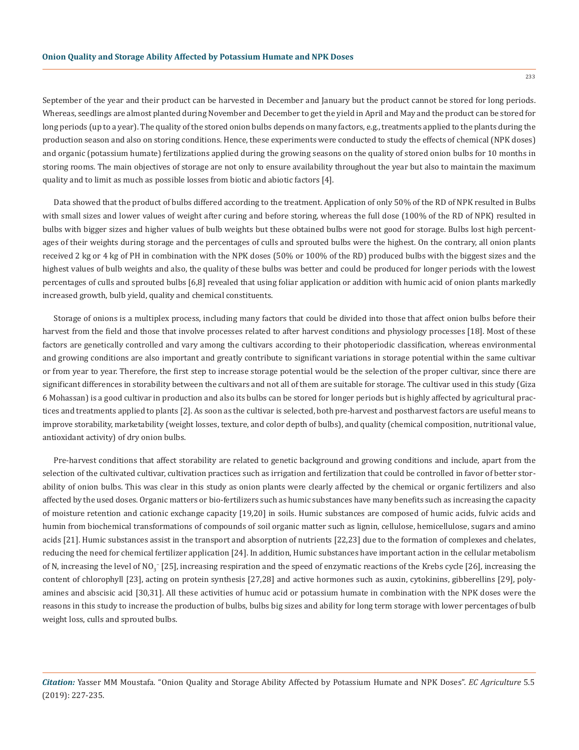September of the year and their product can be harvested in December and January but the product cannot be stored for long periods. Whereas, seedlings are almost planted during November and December to get the yield in April and May and the product can be stored for long periods (up to a year). The quality of the stored onion bulbs depends on many factors, e.g., treatments applied to the plants during the production season and also on storing conditions. Hence, these experiments were conducted to study the effects of chemical (NPK doses) and organic (potassium humate) fertilizations applied during the growing seasons on the quality of stored onion bulbs for 10 months in storing rooms. The main objectives of storage are not only to ensure availability throughout the year but also to maintain the maximum quality and to limit as much as possible losses from biotic and abiotic factors [4].

Data showed that the product of bulbs differed according to the treatment. Application of only 50% of the RD of NPK resulted in Bulbs with small sizes and lower values of weight after curing and before storing, whereas the full dose (100% of the RD of NPK) resulted in bulbs with bigger sizes and higher values of bulb weights but these obtained bulbs were not good for storage. Bulbs lost high percentages of their weights during storage and the percentages of culls and sprouted bulbs were the highest. On the contrary, all onion plants received 2 kg or 4 kg of PH in combination with the NPK doses (50% or 100% of the RD) produced bulbs with the biggest sizes and the highest values of bulb weights and also, the quality of these bulbs was better and could be produced for longer periods with the lowest percentages of culls and sprouted bulbs [6,8] revealed that using foliar application or addition with humic acid of onion plants markedly increased growth, bulb yield, quality and chemical constituents.

Storage of onions is a multiplex process, including many factors that could be divided into those that affect onion bulbs before their harvest from the field and those that involve processes related to after harvest conditions and physiology processes [18]. Most of these factors are genetically controlled and vary among the cultivars according to their photoperiodic classification, whereas environmental and growing conditions are also important and greatly contribute to significant variations in storage potential within the same cultivar or from year to year. Therefore, the first step to increase storage potential would be the selection of the proper cultivar, since there are significant differences in storability between the cultivars and not all of them are suitable for storage. The cultivar used in this study (Giza 6 Mohassan) is a good cultivar in production and also its bulbs can be stored for longer periods but is highly affected by agricultural practices and treatments applied to plants [2]. As soon as the cultivar is selected, both pre-harvest and postharvest factors are useful means to improve storability, marketability (weight losses, texture, and color depth of bulbs), and quality (chemical composition, nutritional value, antioxidant activity) of dry onion bulbs.

Pre-harvest conditions that affect storability are related to genetic background and growing conditions and include, apart from the selection of the cultivated cultivar, cultivation practices such as irrigation and fertilization that could be controlled in favor of better storability of onion bulbs. This was clear in this study as onion plants were clearly affected by the chemical or organic fertilizers and also affected by the used doses. Organic matters or bio-fertilizers such as humic substances have many benefits such as increasing the capacity of moisture retention and cationic exchange capacity [19,20] in soils. Humic substances are composed of humic acids, fulvic acids and humin from biochemical transformations of compounds of soil organic matter such as lignin, cellulose, hemicellulose, sugars and amino acids [21]. Humic substances assist in the transport and absorption of nutrients [22,23] due to the formation of complexes and chelates, reducing the need for chemical fertilizer application [24]. In addition, Humic substances have important action in the cellular metabolism of N, increasing the level of $NO_3^-$ [25], increasing respiration and the speed of enzymatic reactions of the Krebs cycle [26], increasing the content of chlorophyll [23], acting on protein synthesis [27,28] and active hormones such as auxin, cytokinins, gibberellins [29], polyamines and abscisic acid [30,31]. All these activities of humuc acid or potassium humate in combination with the NPK doses were the reasons in this study to increase the production of bulbs, bulbs big sizes and ability for long term storage with lower percentages of bulb weight loss, culls and sprouted bulbs.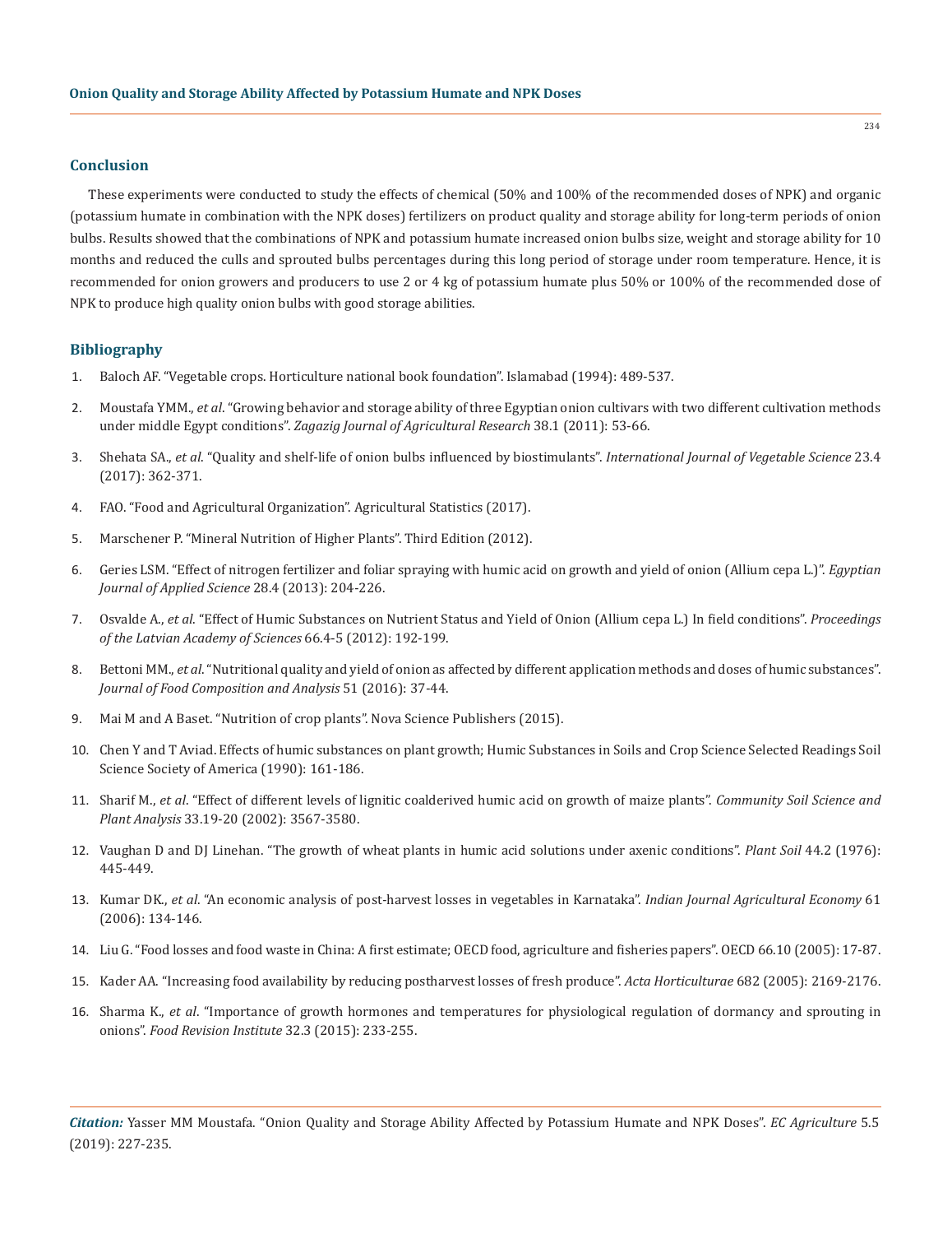## Conclusion

These experiments were conducted to study the effects of chemical (50% and 100% of the recommended doses of NPK) and organic (potassium humate in combination with the NPK doses) fertilizers on product quality and storage ability for long-term periods of onion bulbs. Results showed that the combinations of NPK and potassium humate increased onion bulbs size, weight and storage ability for 10 months and reduced the culls and sprouted bulbs percentages during this long period of storage under room temperature. Hence, it is recommended for onion growers and producers to use 2 or 4 kg of potassium humate plus 50% or 100% of the recommended dose of NPK to produce high quality onion bulbs with good storage abilities.

## Bibliography

1. Baloch AF. "Vegetable crops. Horticulture national book foundation". Islamabad (1994): 489-537.
2. Moustafa YMM., *et al*. "Growing behavior and storage ability of three Egyptian onion cultivars with two different cultivation methods under middle Egypt conditions". *Zagazig Journal of Agricultural Research* 38.1 (2011): 53-66.
3. Shehata SA., *et al*. "Quality and shelf-life of onion bulbs influenced by biostimulants". *International Journal of Vegetable Science* 23.4 (2017): 362-371.
4. FAO. "Food and Agricultural Organization". Agricultural Statistics (2017).
5. Marschener P. "Mineral Nutrition of Higher Plants". Third Edition (2012).
6. Geries LSM. "Effect of nitrogen fertilizer and foliar spraying with humic acid on growth and yield of onion (Allium cepa L.)". *Egyptian Journal of Applied Science* 28.4 (2013): 204-226.
7. Osvalde A., *et al*. "Effect of Humic Substances on Nutrient Status and Yield of Onion (Allium cepa L.) In field conditions". *Proceedings of the Latvian Academy of Sciences* 66.4-5 (2012): 192-199.
8. Bettoni MM., *et al*. "Nutritional quality and yield of onion as affected by different application methods and doses of humic substances". *Journal of Food Composition and Analysis* 51 (2016): 37-44.
9. Mai M and A Baset. "Nutrition of crop plants". Nova Science Publishers (2015).
10. Chen Y and T Aviad. Effects of humic substances on plant growth; Humic Substances in Soils and Crop Science Selected Readings Soil Science Society of America (1990): 161-186.
11. Sharif M., *et al*. "Effect of different levels of lignitic coalderived humic acid on growth of maize plants". *Community Soil Science and Plant Analysis* 33.19-20 (2002): 3567-3580.
12. Vaughan D and DJ Linehan. "The growth of wheat plants in humic acid solutions under axenic conditions". *Plant Soil* 44.2 (1976): 445-449.
13. Kumar DK., *et al*. "An economic analysis of post-harvest losses in vegetables in Karnataka". *Indian Journal Agricultural Economy* 61 (2006): 134-146.
14. Liu G. "Food losses and food waste in China: A first estimate; OECD food, agriculture and fisheries papers". OECD 66.10 (2005): 17-87.
15. Kader AA. "Increasing food availability by reducing postharvest losses of fresh produce". *Acta Horticulturae* 682 (2005): 2169-2176.
16. Sharma K., *et al*. "Importance of growth hormones and temperatures for physiological regulation of dormancy and sprouting in onions". *Food Revision Institute* 32.3 (2015): 233-255.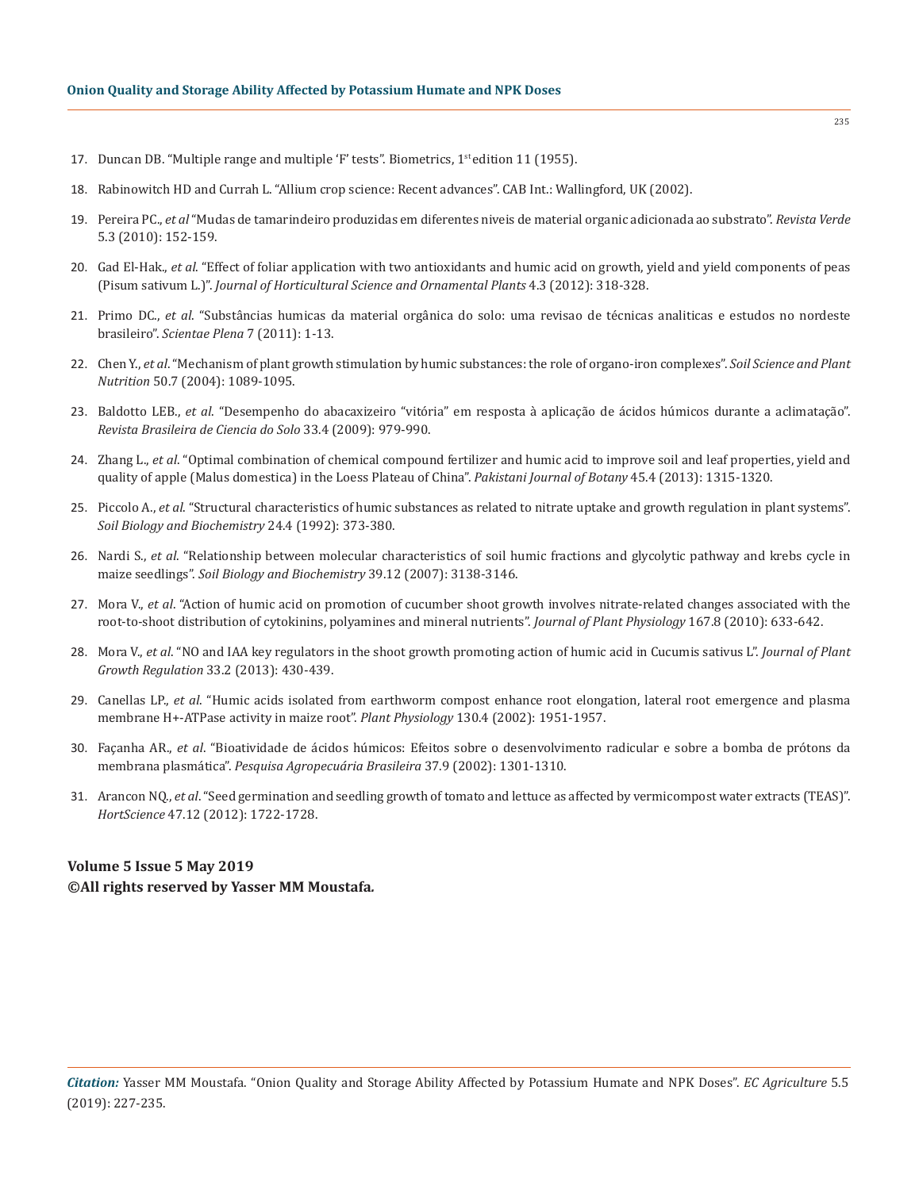17. Duncan DB. "Multiple range and multiple 'F' tests". Biometrics, 1st edition 11 (1955).
18. Rabinowitch HD and Currah L. "Allium crop science: Recent advances". CAB Int.: Wallingford, UK (2002).
19. Pereira PC., *et al* "Mudas de tamarindeiro produzidas em diferentes niveis de material organic adicionada ao substrato". *Revista Verde* 5.3 (2010): 152-159.
20. Gad El-Hak., *et al*. "Effect of foliar application with two antioxidants and humic acid on growth, yield and yield components of peas (Pisum sativum L.)". *Journal of Horticultural Science and Ornamental Plants* 4.3 (2012): 318-328.
21. Primo DC., *et al*. "Substâncias humicas da material orgânica do solo: uma revisao de técnicas analiticas e estudos no nordeste brasileiro". *Scientae Plena* 7 (2011): 1-13.
22. Chen Y., *et al*. "Mechanism of plant growth stimulation by humic substances: the role of organo-iron complexes". *Soil Science and Plant Nutrition* 50.7 (2004): 1089-1095.
23. Baldotto LEB., *et al*. "Desempenho do abacaxizeiro "vitória" em resposta à aplicação de ácidos húmicos durante a aclimatação". *Revista Brasileira de Ciencia do Solo* 33.4 (2009): 979-990.
24. Zhang L., *et al*. "Optimal combination of chemical compound fertilizer and humic acid to improve soil and leaf properties, yield and quality of apple (Malus domestica) in the Loess Plateau of China". *Pakistani Journal of Botany* 45.4 (2013): 1315-1320.
25. Piccolo A., *et al*. "Structural characteristics of humic substances as related to nitrate uptake and growth regulation in plant systems". *Soil Biology and Biochemistry* 24.4 (1992): 373-380.
26. Nardi S., *et al*. "Relationship between molecular characteristics of soil humic fractions and glycolytic pathway and krebs cycle in maize seedlings". *Soil Biology and Biochemistry* 39.12 (2007): 3138-3146.
27. Mora V., *et al*. "Action of humic acid on promotion of cucumber shoot growth involves nitrate-related changes associated with the root-to-shoot distribution of cytokinins, polyamines and mineral nutrients". *Journal of Plant Physiology* 167.8 (2010): 633-642.
28. Mora V., *et al*. "NO and IAA key regulators in the shoot growth promoting action of humic acid in Cucumis sativus L". *Journal of Plant Growth Regulation* 33.2 (2013): 430-439.
29. Canellas LP., *et al*. "Humic acids isolated from earthworm compost enhance root elongation, lateral root emergence and plasma membrane H+-ATPase activity in maize root". *Plant Physiology* 130.4 (2002): 1951-1957.
30. Façanha AR., *et al*. "Bioatividade de ácidos húmicos: Efeitos sobre o desenvolvimento radicular e sobre a bomba de prótons da membrana plasmática". *Pesquisa Agropecuária Brasileira* 37.9 (2002): 1301-1310.
31. Arancon NQ., *et al*. "Seed germination and seedling growth of tomato and lettuce as affected by vermicompost water extracts (TEAS)". *HortScience* 47.12 (2012): 1722-1728.

**Volume 5 Issue 5 May 2019**
**©All rights reserved by Yasser MM Moustafa.**